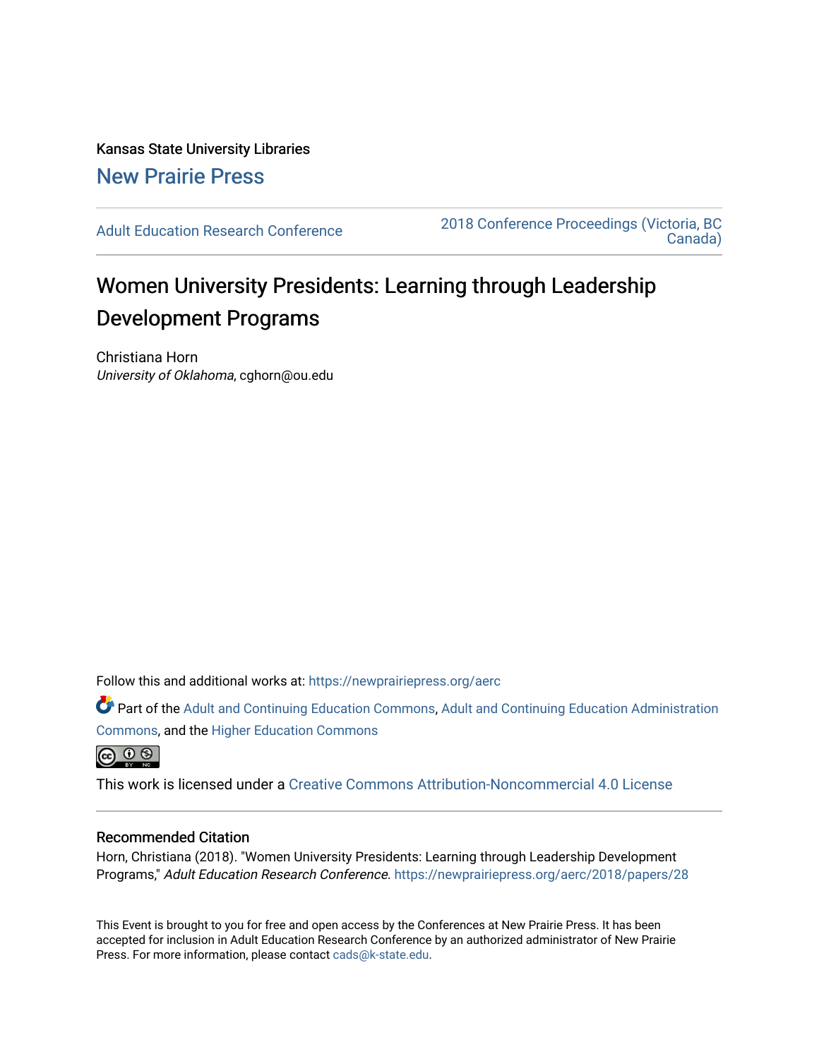Kansas State University Libraries

New Prairie Press

Adult Education Research Conference

2018 Conference Proceedings (Victoria, BC Canada)

# Women University Presidents: Learning through Leadership Development Programs

Christiana Horn

*University of Oklahoma*, cghorn@ou.edu

Follow this and additional works at: https://newprairiepress.org/aerc

Part of the Adult and Continuing Education Commons, Adult and Continuing Education Administration Commons, and the Higher Education Commons

This work is licensed under a Creative Commons Attribution-Noncommercial 4.0 License

## Recommended Citation

Horn, Christiana (2018). "Women University Presidents: Learning through Leadership Development Programs," *Adult Education Research Conference*. https://newprairiepress.org/aerc/2018/papers/28

This Event is brought to you for free and open access by the Conferences at New Prairie Press. It has been accepted for inclusion in Adult Education Research Conference by an authorized administrator of New Prairie Press. For more information, please contact cads@k-state.edu.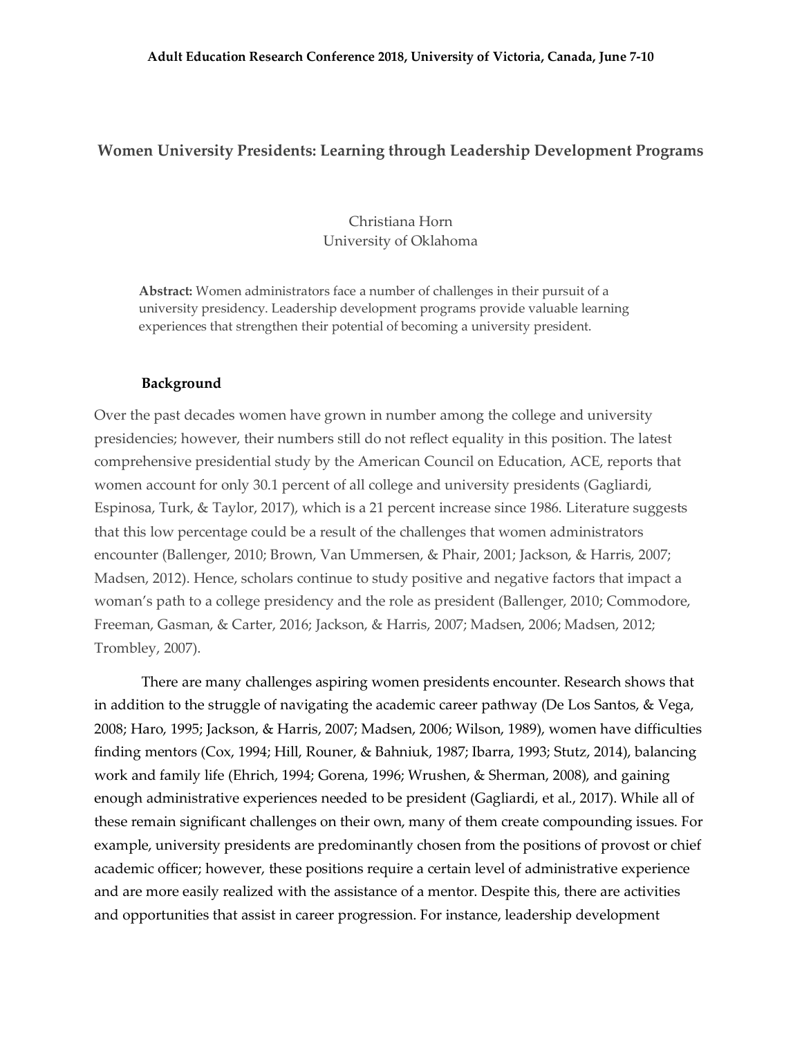# Women University Presidents: Learning through Leadership Development Programs

Christiana Horn
University of Oklahoma

**Abstract:** Women administrators face a number of challenges in their pursuit of a university presidency. Leadership development programs provide valuable learning experiences that strengthen their potential of becoming a university president.

## Background

Over the past decades women have grown in number among the college and university presidencies; however, their numbers still do not reflect equality in this position. The latest comprehensive presidential study by the American Council on Education, ACE, reports that women account for only 30.1 percent of all college and university presidents (Gagliardi, Espinosa, Turk, & Taylor, 2017), which is a 21 percent increase since 1986. Literature suggests that this low percentage could be a result of the challenges that women administrators encounter (Ballenger, 2010; Brown, Van Ummersen, & Phair, 2001; Jackson, & Harris, 2007; Madsen, 2012). Hence, scholars continue to study positive and negative factors that impact a woman's path to a college presidency and the role as president (Ballenger, 2010; Commodore, Freeman, Gasman, & Carter, 2016; Jackson, & Harris, 2007; Madsen, 2006; Madsen, 2012; Trombley, 2007).

There are many challenges aspiring women presidents encounter. Research shows that in addition to the struggle of navigating the academic career pathway (De Los Santos, & Vega, 2008; Haro, 1995; Jackson, & Harris, 2007; Madsen, 2006; Wilson, 1989), women have difficulties finding mentors (Cox, 1994; Hill, Rouner, & Bahniuk, 1987; Ibarra, 1993; Stutz, 2014), balancing work and family life (Ehrich, 1994; Gorena, 1996; Wrushen, & Sherman, 2008), and gaining enough administrative experiences needed to be president (Gagliardi, et al., 2017). While all of these remain significant challenges on their own, many of them create compounding issues. For example, university presidents are predominantly chosen from the positions of provost or chief academic officer; however, these positions require a certain level of administrative experience and are more easily realized with the assistance of a mentor. Despite this, there are activities and opportunities that assist in career progression. For instance, leadership development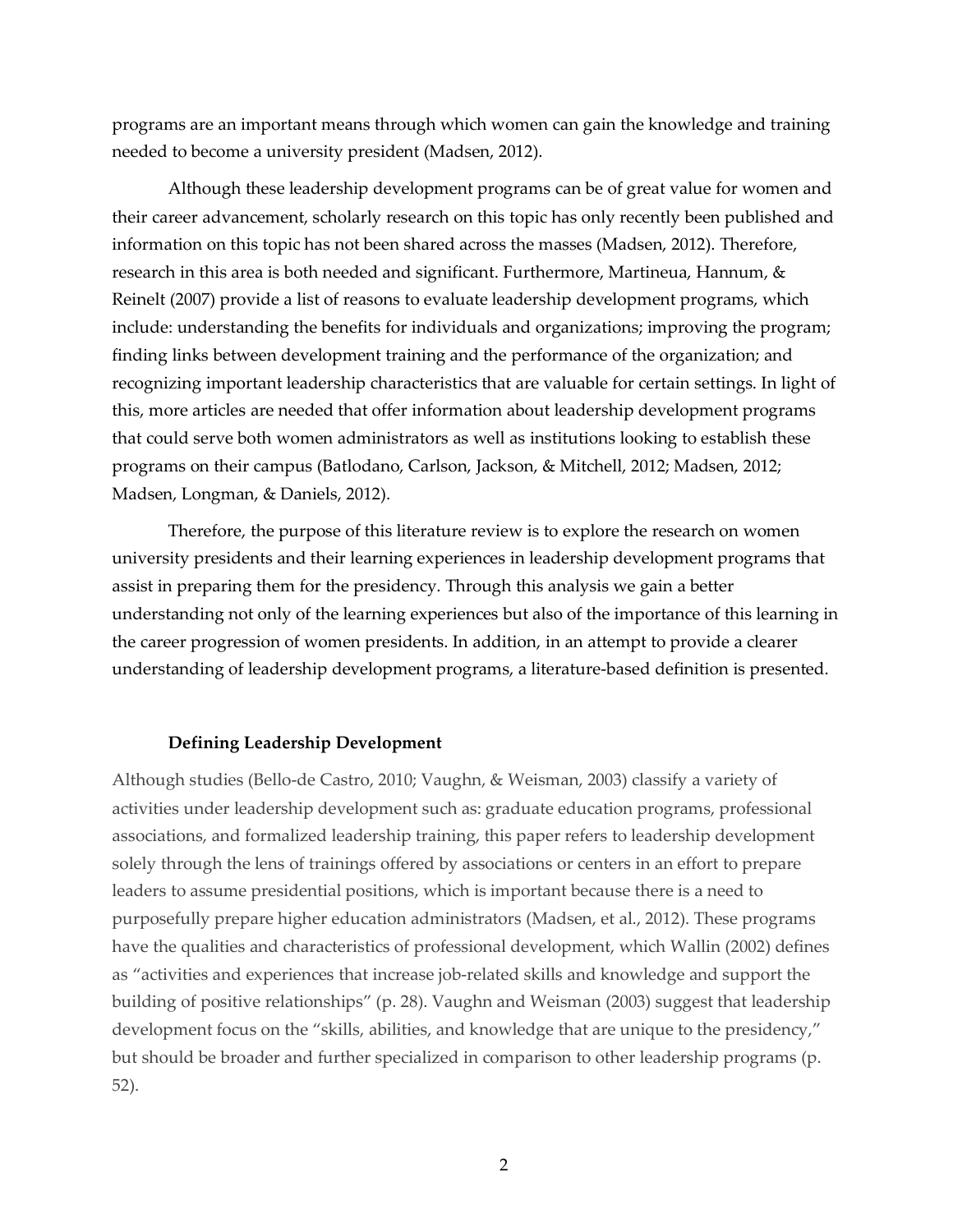programs are an important means through which women can gain the knowledge and training needed to become a university president (Madsen, 2012).

Although these leadership development programs can be of great value for women and their career advancement, scholarly research on this topic has only recently been published and information on this topic has not been shared across the masses (Madsen, 2012). Therefore, research in this area is both needed and significant. Furthermore, Martineua, Hannum, & Reinelt (2007) provide a list of reasons to evaluate leadership development programs, which include: understanding the benefits for individuals and organizations; improving the program; finding links between development training and the performance of the organization; and recognizing important leadership characteristics that are valuable for certain settings. In light of this, more articles are needed that offer information about leadership development programs that could serve both women administrators as well as institutions looking to establish these programs on their campus (Batlodano, Carlson, Jackson, & Mitchell, 2012; Madsen, 2012; Madsen, Longman, & Daniels, 2012).

Therefore, the purpose of this literature review is to explore the research on women university presidents and their learning experiences in leadership development programs that assist in preparing them for the presidency. Through this analysis we gain a better understanding not only of the learning experiences but also of the importance of this learning in the career progression of women presidents. In addition, in an attempt to provide a clearer understanding of leadership development programs, a literature-based definition is presented.

### Defining Leadership Development

Although studies (Bello-de Castro, 2010; Vaughn, & Weisman, 2003) classify a variety of activities under leadership development such as: graduate education programs, professional associations, and formalized leadership training, this paper refers to leadership development solely through the lens of trainings offered by associations or centers in an effort to prepare leaders to assume presidential positions, which is important because there is a need to purposefully prepare higher education administrators (Madsen, et al., 2012). These programs have the qualities and characteristics of professional development, which Wallin (2002) defines as "activities and experiences that increase job-related skills and knowledge and support the building of positive relationships" (p. 28). Vaughn and Weisman (2003) suggest that leadership development focus on the "skills, abilities, and knowledge that are unique to the presidency," but should be broader and further specialized in comparison to other leadership programs (p. 52).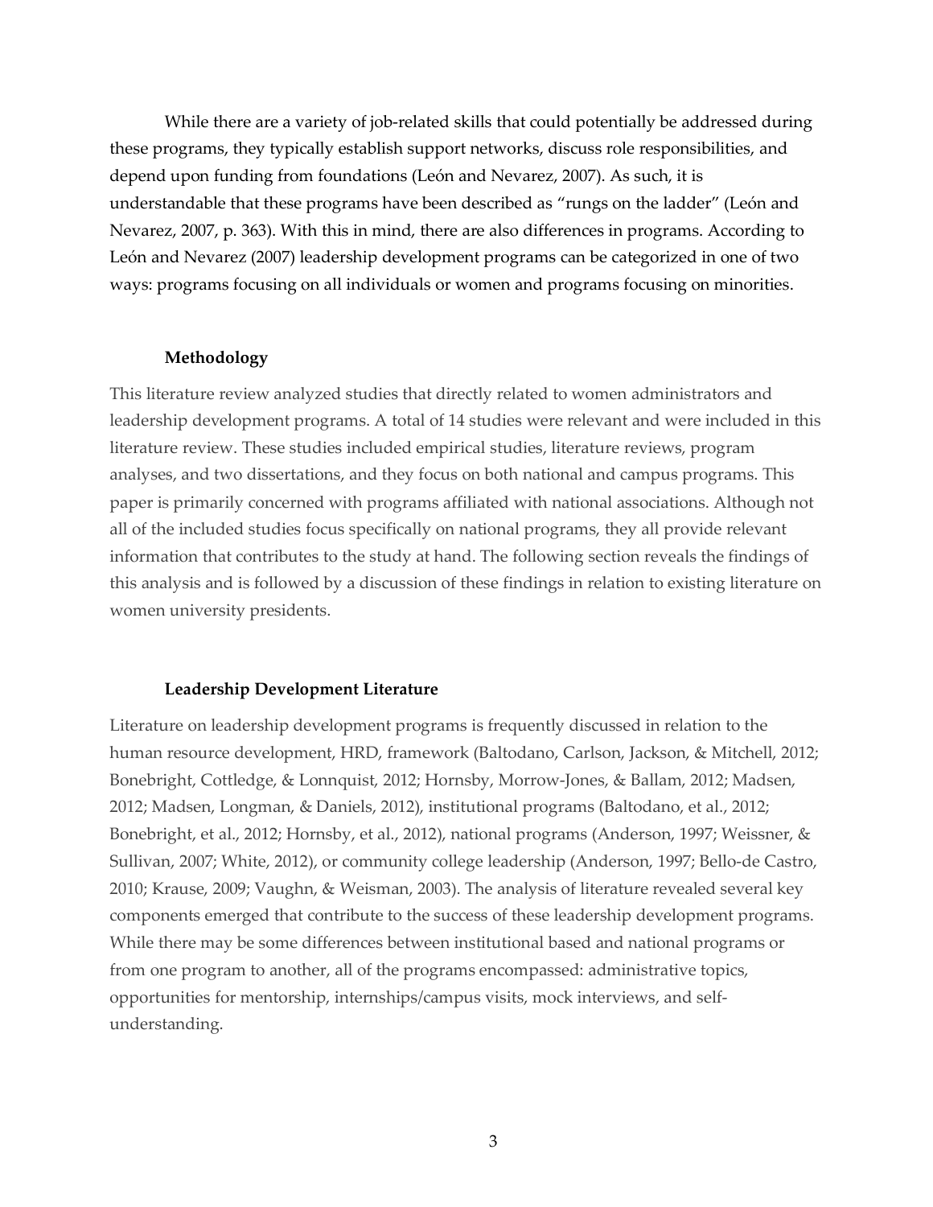While there are a variety of job-related skills that could potentially be addressed during these programs, they typically establish support networks, discuss role responsibilities, and depend upon funding from foundations (León and Nevarez, 2007). As such, it is understandable that these programs have been described as "rungs on the ladder" (León and Nevarez, 2007, p. 363). With this in mind, there are also differences in programs. According to León and Nevarez (2007) leadership development programs can be categorized in one of two ways: programs focusing on all individuals or women and programs focusing on minorities.

## Methodology

This literature review analyzed studies that directly related to women administrators and leadership development programs. A total of 14 studies were relevant and were included in this literature review. These studies included empirical studies, literature reviews, program analyses, and two dissertations, and they focus on both national and campus programs. This paper is primarily concerned with programs affiliated with national associations. Although not all of the included studies focus specifically on national programs, they all provide relevant information that contributes to the study at hand. The following section reveals the findings of this analysis and is followed by a discussion of these findings in relation to existing literature on women university presidents.

## Leadership Development Literature

Literature on leadership development programs is frequently discussed in relation to the human resource development, HRD, framework (Baltodano, Carlson, Jackson, & Mitchell, 2012; Bonebright, Cottledge, & Lonnquist, 2012; Hornsby, Morrow-Jones, & Ballam, 2012; Madsen, 2012; Madsen, Longman, & Daniels, 2012), institutional programs (Baltodano, et al., 2012; Bonebright, et al., 2012; Hornsby, et al., 2012), national programs (Anderson, 1997; Weissner, & Sullivan, 2007; White, 2012), or community college leadership (Anderson, 1997; Bello-de Castro, 2010; Krause, 2009; Vaughn, & Weisman, 2003). The analysis of literature revealed several key components emerged that contribute to the success of these leadership development programs. While there may be some differences between institutional based and national programs or from one program to another, all of the programs encompassed: administrative topics, opportunities for mentorship, internships/campus visits, mock interviews, and self-understanding.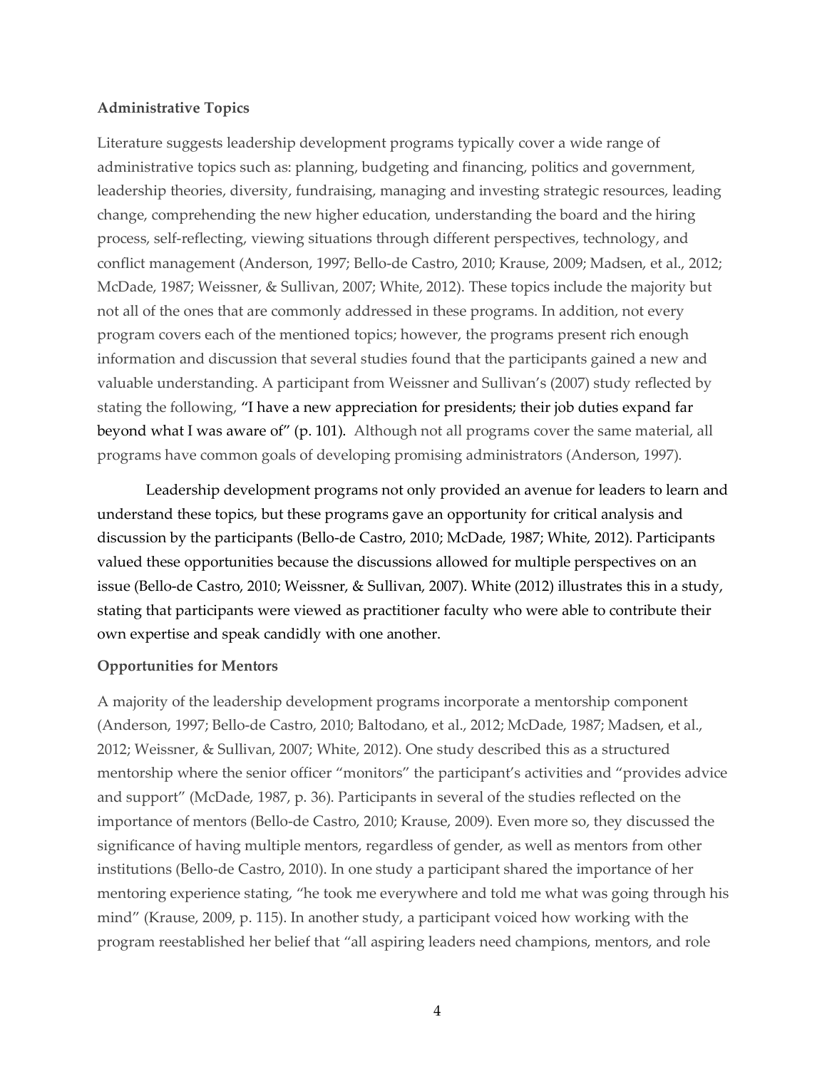**Administrative Topics**

Literature suggests leadership development programs typically cover a wide range of administrative topics such as: planning, budgeting and financing, politics and government, leadership theories, diversity, fundraising, managing and investing strategic resources, leading change, comprehending the new higher education, understanding the board and the hiring process, self-reflecting, viewing situations through different perspectives, technology, and conflict management (Anderson, 1997; Bello-de Castro, 2010; Krause, 2009; Madsen, et al., 2012; McDade, 1987; Weissner, & Sullivan, 2007; White, 2012). These topics include the majority but not all of the ones that are commonly addressed in these programs. In addition, not every program covers each of the mentioned topics; however, the programs present rich enough information and discussion that several studies found that the participants gained a new and valuable understanding. A participant from Weissner and Sullivan's (2007) study reflected by stating the following, "I have a new appreciation for presidents; their job duties expand far beyond what I was aware of" (p. 101). Although not all programs cover the same material, all programs have common goals of developing promising administrators (Anderson, 1997).

Leadership development programs not only provided an avenue for leaders to learn and understand these topics, but these programs gave an opportunity for critical analysis and discussion by the participants (Bello-de Castro, 2010; McDade, 1987; White, 2012). Participants valued these opportunities because the discussions allowed for multiple perspectives on an issue (Bello-de Castro, 2010; Weissner, & Sullivan, 2007). White (2012) illustrates this in a study, stating that participants were viewed as practitioner faculty who were able to contribute their own expertise and speak candidly with one another.

**Opportunities for Mentors**

A majority of the leadership development programs incorporate a mentorship component (Anderson, 1997; Bello-de Castro, 2010; Baltodano, et al., 2012; McDade, 1987; Madsen, et al., 2012; Weissner, & Sullivan, 2007; White, 2012). One study described this as a structured mentorship where the senior officer "monitors" the participant's activities and "provides advice and support" (McDade, 1987, p. 36). Participants in several of the studies reflected on the importance of mentors (Bello-de Castro, 2010; Krause, 2009). Even more so, they discussed the significance of having multiple mentors, regardless of gender, as well as mentors from other institutions (Bello-de Castro, 2010). In one study a participant shared the importance of her mentoring experience stating, "he took me everywhere and told me what was going through his mind" (Krause, 2009, p. 115). In another study, a participant voiced how working with the program reestablished her belief that "all aspiring leaders need champions, mentors, and role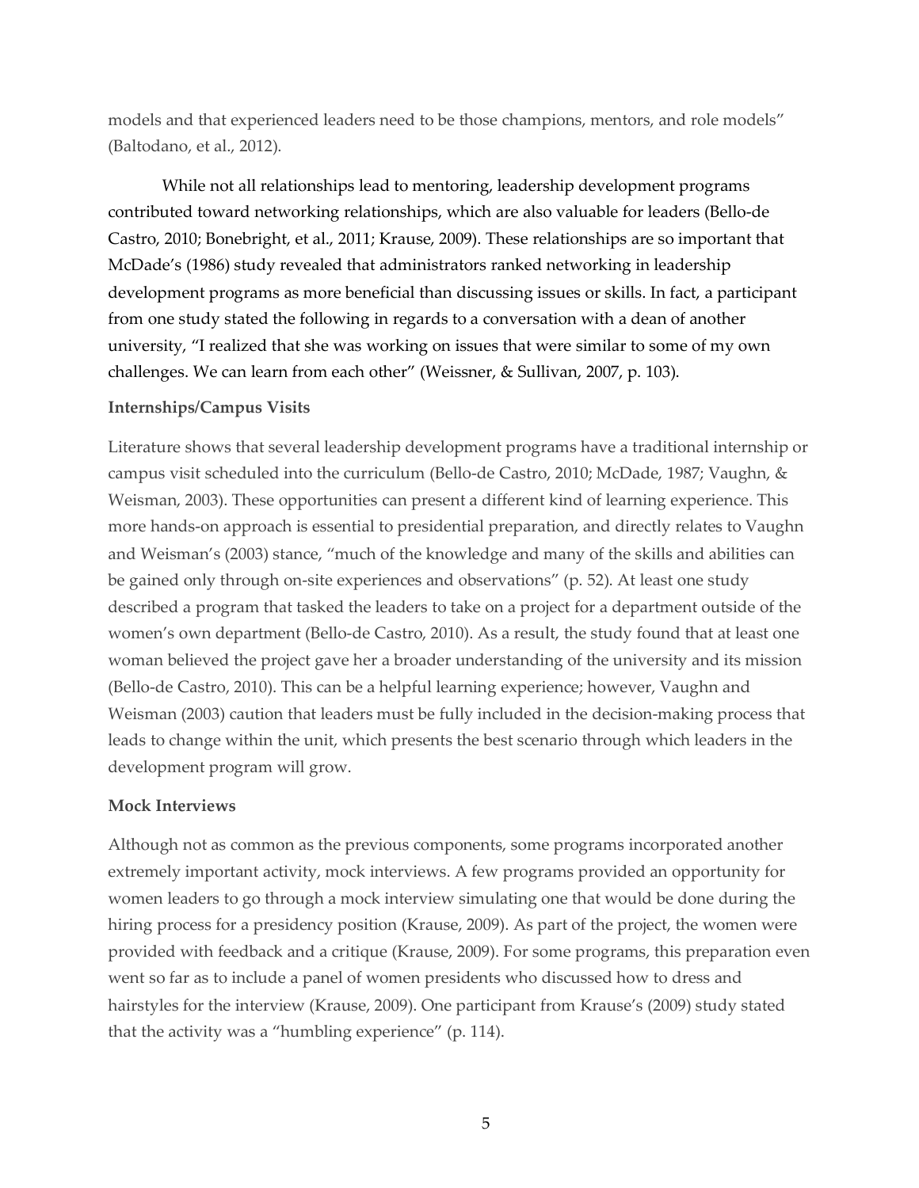models and that experienced leaders need to be those champions, mentors, and role models" (Baltodano, et al., 2012).

While not all relationships lead to mentoring, leadership development programs contributed toward networking relationships, which are also valuable for leaders (Bello-de Castro, 2010; Bonebright, et al., 2011; Krause, 2009). These relationships are so important that McDade's (1986) study revealed that administrators ranked networking in leadership development programs as more beneficial than discussing issues or skills. In fact, a participant from one study stated the following in regards to a conversation with a dean of another university, "I realized that she was working on issues that were similar to some of my own challenges. We can learn from each other" (Weissner, & Sullivan, 2007, p. 103).

### Internships/Campus Visits

Literature shows that several leadership development programs have a traditional internship or campus visit scheduled into the curriculum (Bello-de Castro, 2010; McDade, 1987; Vaughn, & Weisman, 2003). These opportunities can present a different kind of learning experience. This more hands-on approach is essential to presidential preparation, and directly relates to Vaughn and Weisman's (2003) stance, "much of the knowledge and many of the skills and abilities can be gained only through on-site experiences and observations" (p. 52). At least one study described a program that tasked the leaders to take on a project for a department outside of the women's own department (Bello-de Castro, 2010). As a result, the study found that at least one woman believed the project gave her a broader understanding of the university and its mission (Bello-de Castro, 2010). This can be a helpful learning experience; however, Vaughn and Weisman (2003) caution that leaders must be fully included in the decision-making process that leads to change within the unit, which presents the best scenario through which leaders in the development program will grow.

### Mock Interviews

Although not as common as the previous components, some programs incorporated another extremely important activity, mock interviews. A few programs provided an opportunity for women leaders to go through a mock interview simulating one that would be done during the hiring process for a presidency position (Krause, 2009). As part of the project, the women were provided with feedback and a critique (Krause, 2009). For some programs, this preparation even went so far as to include a panel of women presidents who discussed how to dress and hairstyles for the interview (Krause, 2009). One participant from Krause's (2009) study stated that the activity was a "humbling experience" (p. 114).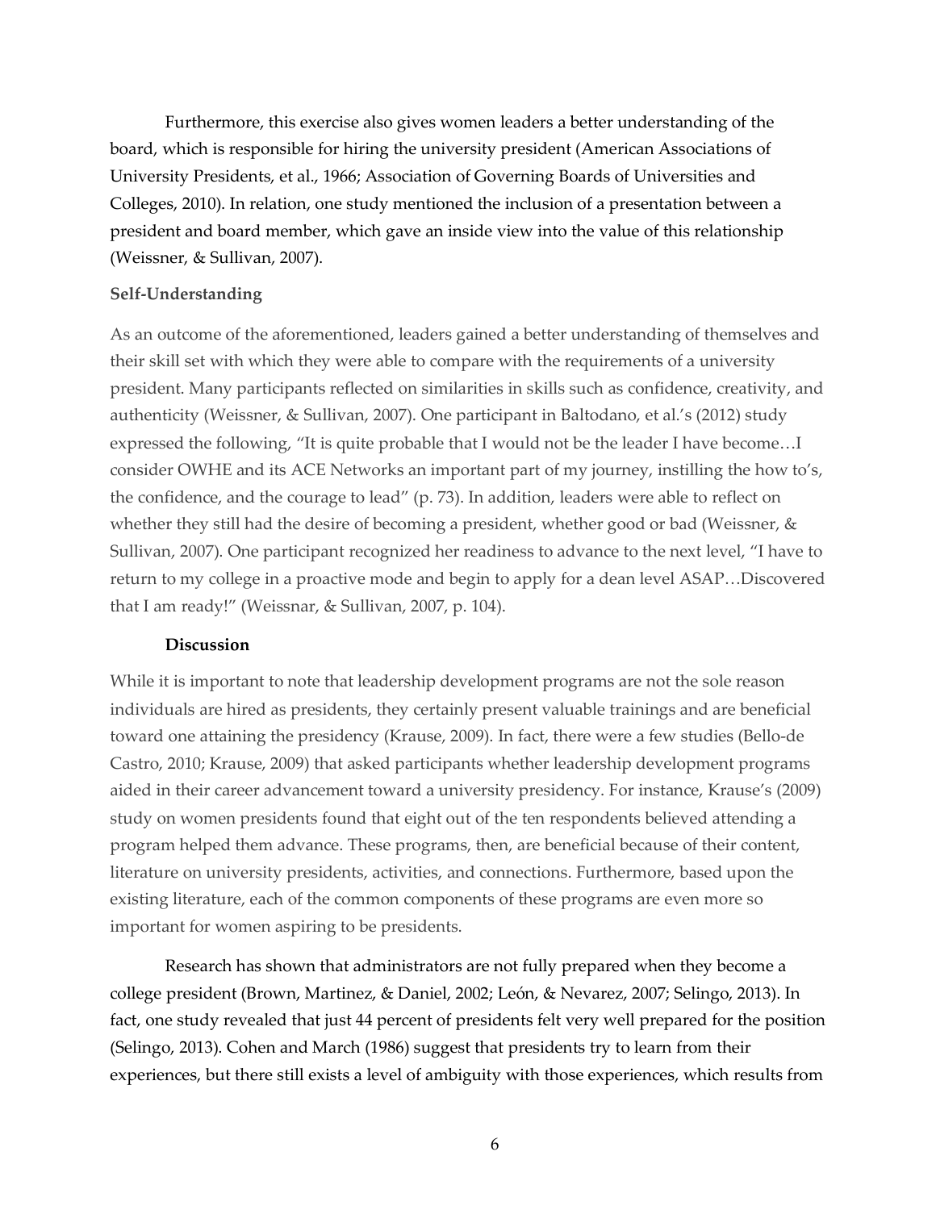Furthermore, this exercise also gives women leaders a better understanding of the board, which is responsible for hiring the university president (American Associations of University Presidents, et al., 1966; Association of Governing Boards of Universities and Colleges, 2010). In relation, one study mentioned the inclusion of a presentation between a president and board member, which gave an inside view into the value of this relationship (Weissner, & Sullivan, 2007).

**Self-Understanding**

As an outcome of the aforementioned, leaders gained a better understanding of themselves and their skill set with which they were able to compare with the requirements of a university president. Many participants reflected on similarities in skills such as confidence, creativity, and authenticity (Weissner, & Sullivan, 2007). One participant in Baltodano, et al.'s (2012) study expressed the following, "It is quite probable that I would not be the leader I have become…I consider OWHE and its ACE Networks an important part of my journey, instilling the how to's, the confidence, and the courage to lead" (p. 73). In addition, leaders were able to reflect on whether they still had the desire of becoming a president, whether good or bad (Weissner, & Sullivan, 2007). One participant recognized her readiness to advance to the next level, "I have to return to my college in a proactive mode and begin to apply for a dean level ASAP…Discovered that I am ready!" (Weissnar, & Sullivan, 2007, p. 104).

**Discussion**

While it is important to note that leadership development programs are not the sole reason individuals are hired as presidents, they certainly present valuable trainings and are beneficial toward one attaining the presidency (Krause, 2009). In fact, there were a few studies (Bello-de Castro, 2010; Krause, 2009) that asked participants whether leadership development programs aided in their career advancement toward a university presidency. For instance, Krause's (2009) study on women presidents found that eight out of the ten respondents believed attending a program helped them advance. These programs, then, are beneficial because of their content, literature on university presidents, activities, and connections. Furthermore, based upon the existing literature, each of the common components of these programs are even more so important for women aspiring to be presidents.

Research has shown that administrators are not fully prepared when they become a college president (Brown, Martinez, & Daniel, 2002; León, & Nevarez, 2007; Selingo, 2013). In fact, one study revealed that just 44 percent of presidents felt very well prepared for the position (Selingo, 2013). Cohen and March (1986) suggest that presidents try to learn from their experiences, but there still exists a level of ambiguity with those experiences, which results from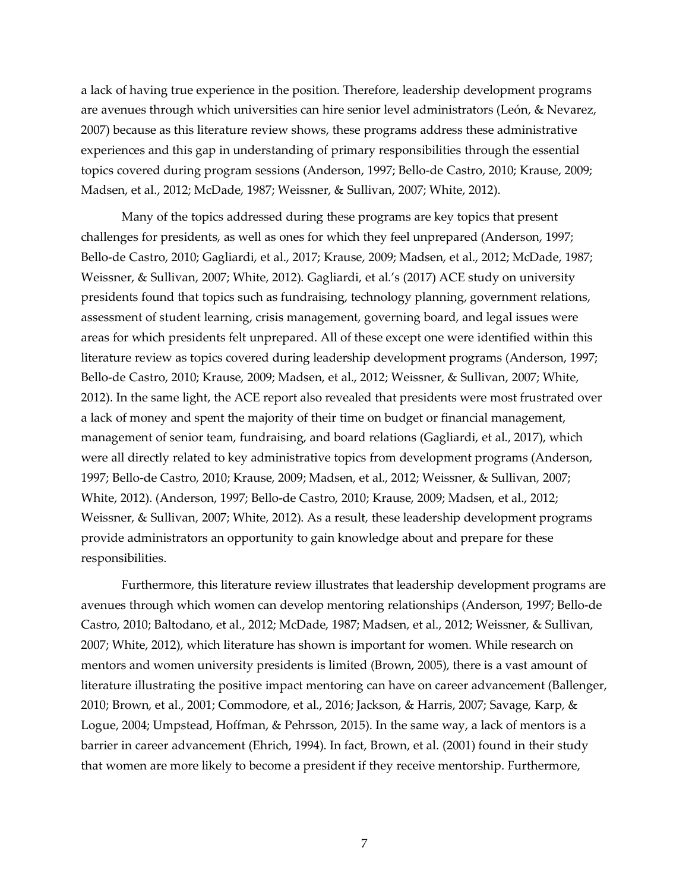a lack of having true experience in the position. Therefore, leadership development programs are avenues through which universities can hire senior level administrators (León, & Nevarez, 2007) because as this literature review shows, these programs address these administrative experiences and this gap in understanding of primary responsibilities through the essential topics covered during program sessions (Anderson, 1997; Bello-de Castro, 2010; Krause, 2009; Madsen, et al., 2012; McDade, 1987; Weissner, & Sullivan, 2007; White, 2012).

Many of the topics addressed during these programs are key topics that present challenges for presidents, as well as ones for which they feel unprepared (Anderson, 1997; Bello-de Castro, 2010; Gagliardi, et al., 2017; Krause, 2009; Madsen, et al., 2012; McDade, 1987; Weissner, & Sullivan, 2007; White, 2012). Gagliardi, et al.'s (2017) ACE study on university presidents found that topics such as fundraising, technology planning, government relations, assessment of student learning, crisis management, governing board, and legal issues were areas for which presidents felt unprepared. All of these except one were identified within this literature review as topics covered during leadership development programs (Anderson, 1997; Bello-de Castro, 2010; Krause, 2009; Madsen, et al., 2012; Weissner, & Sullivan, 2007; White, 2012). In the same light, the ACE report also revealed that presidents were most frustrated over a lack of money and spent the majority of their time on budget or financial management, management of senior team, fundraising, and board relations (Gagliardi, et al., 2017), which were all directly related to key administrative topics from development programs (Anderson, 1997; Bello-de Castro, 2010; Krause, 2009; Madsen, et al., 2012; Weissner, & Sullivan, 2007; White, 2012). (Anderson, 1997; Bello-de Castro, 2010; Krause, 2009; Madsen, et al., 2012; Weissner, & Sullivan, 2007; White, 2012). As a result, these leadership development programs provide administrators an opportunity to gain knowledge about and prepare for these responsibilities.

Furthermore, this literature review illustrates that leadership development programs are avenues through which women can develop mentoring relationships (Anderson, 1997; Bello-de Castro, 2010; Baltodano, et al., 2012; McDade, 1987; Madsen, et al., 2012; Weissner, & Sullivan, 2007; White, 2012), which literature has shown is important for women. While research on mentors and women university presidents is limited (Brown, 2005), there is a vast amount of literature illustrating the positive impact mentoring can have on career advancement (Ballenger, 2010; Brown, et al., 2001; Commodore, et al., 2016; Jackson, & Harris, 2007; Savage, Karp, & Logue, 2004; Umpstead, Hoffman, & Pehrsson, 2015). In the same way, a lack of mentors is a barrier in career advancement (Ehrich, 1994). In fact, Brown, et al. (2001) found in their study that women are more likely to become a president if they receive mentorship. Furthermore,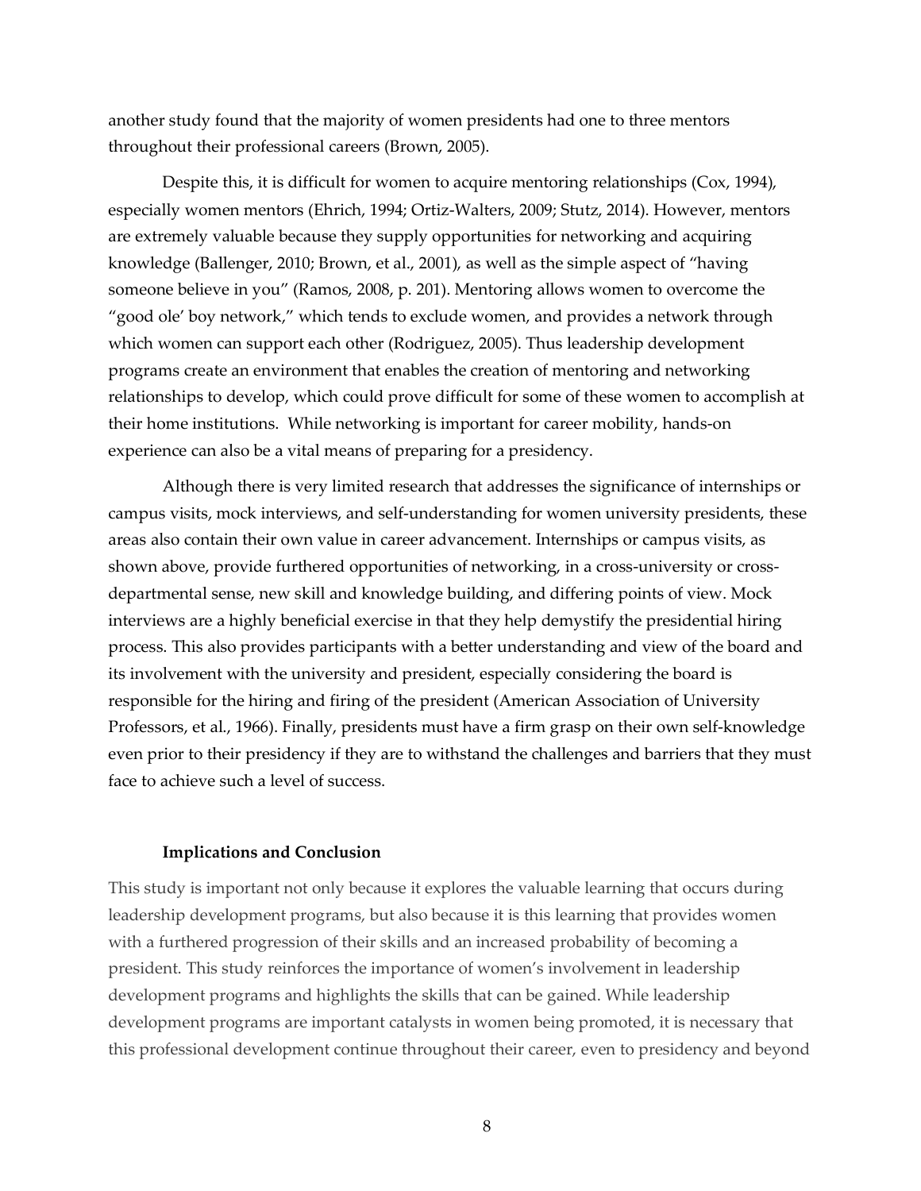another study found that the majority of women presidents had one to three mentors throughout their professional careers (Brown, 2005).

Despite this, it is difficult for women to acquire mentoring relationships (Cox, 1994), especially women mentors (Ehrich, 1994; Ortiz-Walters, 2009; Stutz, 2014). However, mentors are extremely valuable because they supply opportunities for networking and acquiring knowledge (Ballenger, 2010; Brown, et al., 2001), as well as the simple aspect of "having someone believe in you" (Ramos, 2008, p. 201). Mentoring allows women to overcome the "good ole' boy network," which tends to exclude women, and provides a network through which women can support each other (Rodriguez, 2005). Thus leadership development programs create an environment that enables the creation of mentoring and networking relationships to develop, which could prove difficult for some of these women to accomplish at their home institutions. While networking is important for career mobility, hands-on experience can also be a vital means of preparing for a presidency.

Although there is very limited research that addresses the significance of internships or campus visits, mock interviews, and self-understanding for women university presidents, these areas also contain their own value in career advancement. Internships or campus visits, as shown above, provide furthered opportunities of networking, in a cross-university or cross-departmental sense, new skill and knowledge building, and differing points of view. Mock interviews are a highly beneficial exercise in that they help demystify the presidential hiring process. This also provides participants with a better understanding and view of the board and its involvement with the university and president, especially considering the board is responsible for the hiring and firing of the president (American Association of University Professors, et al., 1966). Finally, presidents must have a firm grasp on their own self-knowledge even prior to their presidency if they are to withstand the challenges and barriers that they must face to achieve such a level of success.

**Implications and Conclusion**

This study is important not only because it explores the valuable learning that occurs during leadership development programs, but also because it is this learning that provides women with a furthered progression of their skills and an increased probability of becoming a president. This study reinforces the importance of women's involvement in leadership development programs and highlights the skills that can be gained. While leadership development programs are important catalysts in women being promoted, it is necessary that this professional development continue throughout their career, even to presidency and beyond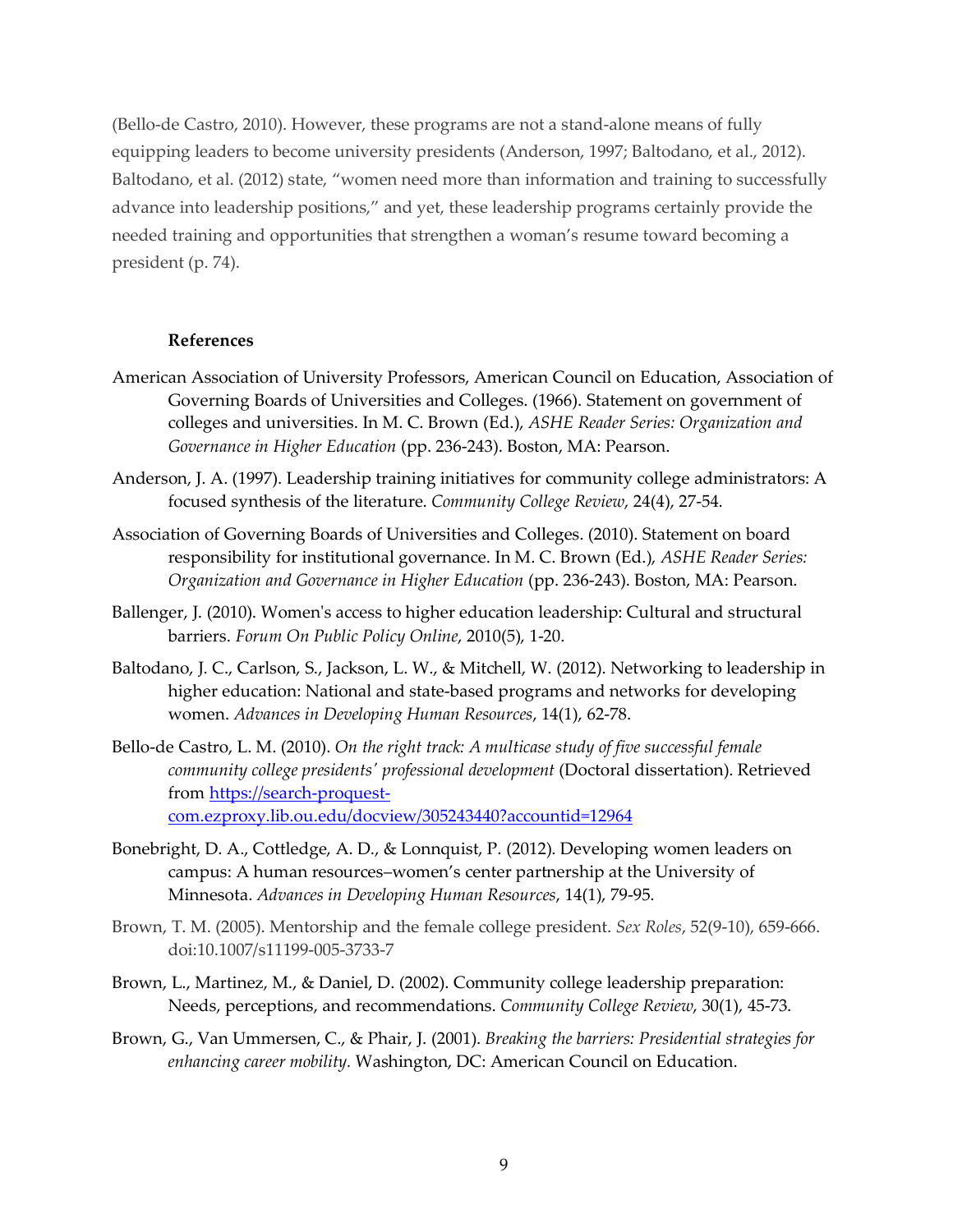(Bello-de Castro, 2010). However, these programs are not a stand-alone means of fully equipping leaders to become university presidents (Anderson, 1997; Baltodano, et al., 2012). Baltodano, et al. (2012) state, "women need more than information and training to successfully advance into leadership positions," and yet, these leadership programs certainly provide the needed training and opportunities that strengthen a woman's resume toward becoming a president (p. 74).

## References

American Association of University Professors, American Council on Education, Association of Governing Boards of Universities and Colleges. (1966). Statement on government of colleges and universities. In M. C. Brown (Ed.), *ASHE Reader Series: Organization and Governance in Higher Education* (pp. 236-243). Boston, MA: Pearson.

Anderson, J. A. (1997). Leadership training initiatives for community college administrators: A focused synthesis of the literature. *Community College Review*, 24(4), 27-54.

Association of Governing Boards of Universities and Colleges. (2010). Statement on board responsibility for institutional governance. In M. C. Brown (Ed.), *ASHE Reader Series: Organization and Governance in Higher Education* (pp. 236-243). Boston, MA: Pearson.

Ballenger, J. (2010). Women's access to higher education leadership: Cultural and structural barriers. *Forum On Public Policy Online*, 2010(5), 1-20.

Baltodano, J. C., Carlson, S., Jackson, L. W., & Mitchell, W. (2012). Networking to leadership in higher education: National and state-based programs and networks for developing women. *Advances in Developing Human Resources*, 14(1), 62-78.

Bello-de Castro, L. M. (2010). *On the right track: A multicase study of five successful female community college presidents' professional development* (Doctoral dissertation). Retrieved from https://search-proquest-com.ezproxy.lib.ou.edu/docview/305243440?accountid=12964

Bonebright, D. A., Cottledge, A. D., & Lonnquist, P. (2012). Developing women leaders on campus: A human resources–women's center partnership at the University of Minnesota. *Advances in Developing Human Resources*, 14(1), 79-95.

Brown, T. M. (2005). Mentorship and the female college president. *Sex Roles*, 52(9-10), 659-666. doi:10.1007/s11199-005-3733-7

Brown, L., Martinez, M., & Daniel, D. (2002). Community college leadership preparation: Needs, perceptions, and recommendations. *Community College Review*, 30(1), 45-73.

Brown, G., Van Ummersen, C., & Phair, J. (2001). *Breaking the barriers: Presidential strategies for enhancing career mobility*. Washington, DC: American Council on Education.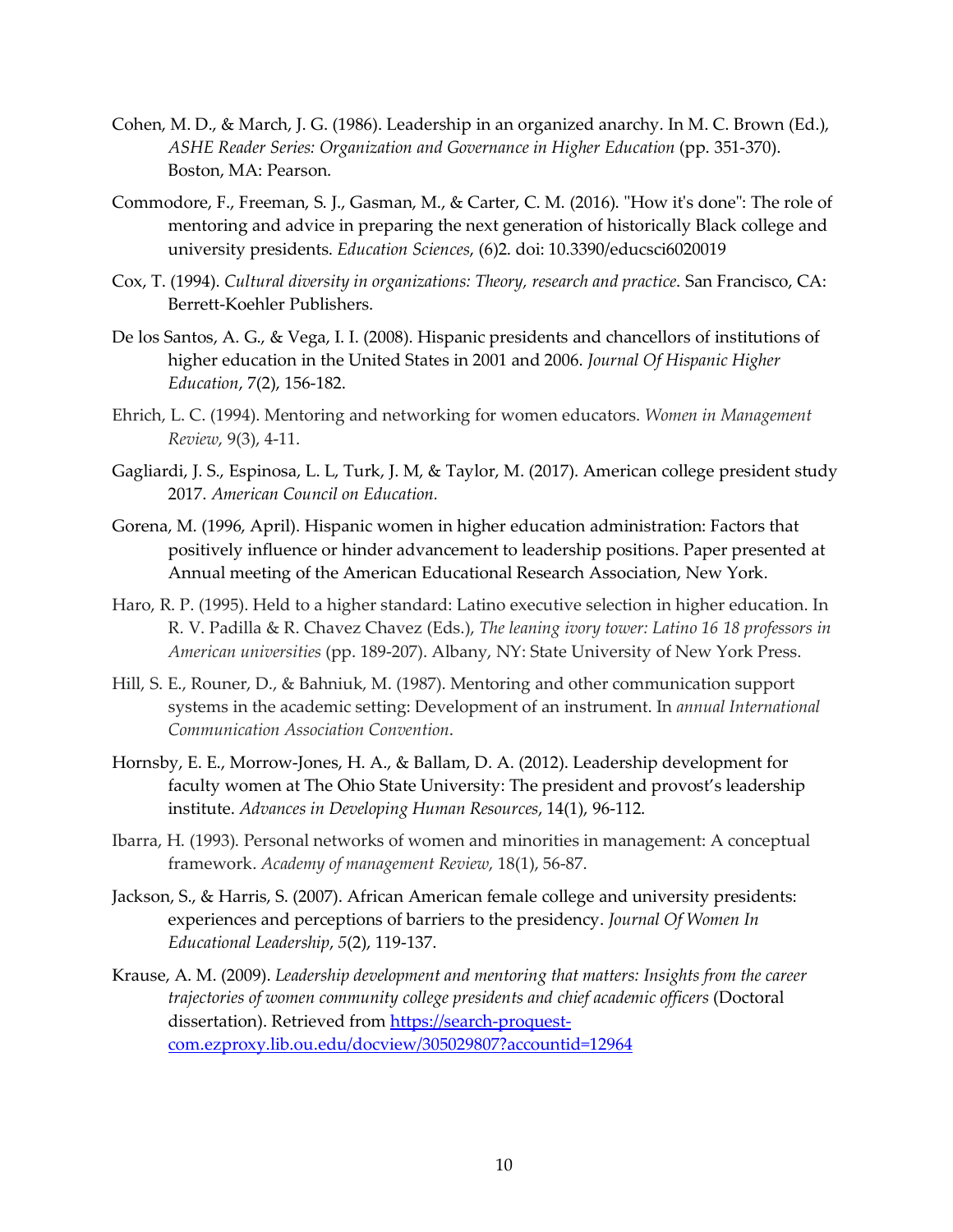Cohen, M. D., & March, J. G. (1986). Leadership in an organized anarchy. In M. C. Brown (Ed.), *ASHE Reader Series: Organization and Governance in Higher Education* (pp. 351-370). Boston, MA: Pearson.

Commodore, F., Freeman, S. J., Gasman, M., & Carter, C. M. (2016). "How it's done": The role of mentoring and advice in preparing the next generation of historically Black college and university presidents. *Education Sciences*, (6)2. doi: 10.3390/educsci6020019

Cox, T. (1994). *Cultural diversity in organizations: Theory, research and practice*. San Francisco, CA: Berrett-Koehler Publishers.

De los Santos, A. G., & Vega, I. I. (2008). Hispanic presidents and chancellors of institutions of higher education in the United States in 2001 and 2006. *Journal Of Hispanic Higher Education*, 7(2), 156-182.

Ehrich, L. C. (1994). Mentoring and networking for women educators. *Women in Management Review*, 9(3), 4-11.

Gagliardi, J. S., Espinosa, L. L, Turk, J. M, & Taylor, M. (2017). American college president study 2017. *American Council on Education.*

Gorena, M. (1996, April). Hispanic women in higher education administration: Factors that positively influence or hinder advancement to leadership positions. Paper presented at Annual meeting of the American Educational Research Association, New York.

Haro, R. P. (1995). Held to a higher standard: Latino executive selection in higher education. In R. V. Padilla & R. Chavez Chavez (Eds.), *The leaning ivory tower: Latino 16 18 professors in American universities* (pp. 189-207). Albany, NY: State University of New York Press.

Hill, S. E., Rouner, D., & Bahniuk, M. (1987). Mentoring and other communication support systems in the academic setting: Development of an instrument. In *annual International Communication Association Convention*.

Hornsby, E. E., Morrow-Jones, H. A., & Ballam, D. A. (2012). Leadership development for faculty women at The Ohio State University: The president and provost's leadership institute. *Advances in Developing Human Resources*, 14(1), 96-112.

Ibarra, H. (1993). Personal networks of women and minorities in management: A conceptual framework. *Academy of management Review*, 18(1), 56-87.

Jackson, S., & Harris, S. (2007). African American female college and university presidents: experiences and perceptions of barriers to the presidency. *Journal Of Women In Educational Leadership*, *5*(2), 119-137.

Krause, A. M. (2009). *Leadership development and mentoring that matters: Insights from the career trajectories of women community college presidents and chief academic officers* (Doctoral dissertation). Retrieved from [https://search-proquest-com.ezproxy.lib.ou.edu/docview/305029807?accountid=12964](https://search-proquest-com.ezproxy.lib.ou.edu/docview/305029807?accountid=12964)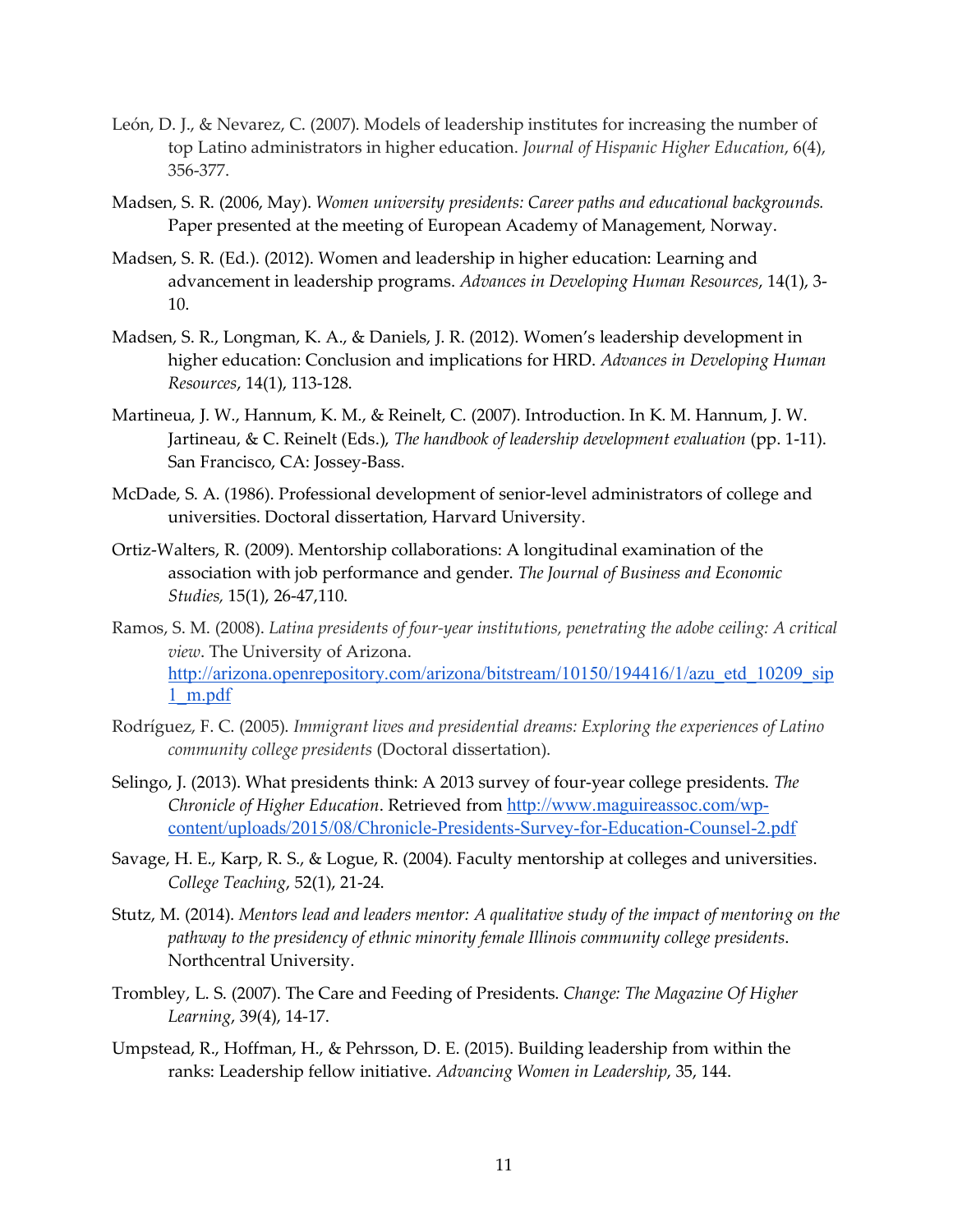León, D. J., & Nevarez, C. (2007). Models of leadership institutes for increasing the number of top Latino administrators in higher education. *Journal of Hispanic Higher Education*, 6(4), 356-377.

Madsen, S. R. (2006, May). *Women university presidents: Career paths and educational backgrounds.* Paper presented at the meeting of European Academy of Management, Norway.

Madsen, S. R. (Ed.). (2012). Women and leadership in higher education: Learning and advancement in leadership programs. *Advances in Developing Human Resources*, 14(1), 3-10.

Madsen, S. R., Longman, K. A., & Daniels, J. R. (2012). Women's leadership development in higher education: Conclusion and implications for HRD. *Advances in Developing Human Resources*, 14(1), 113-128.

Martineua, J. W., Hannum, K. M., & Reinelt, C. (2007). Introduction. In K. M. Hannum, J. W. Jartineau, & C. Reinelt (Eds.), *The handbook of leadership development evaluation* (pp. 1-11). San Francisco, CA: Jossey-Bass.

McDade, S. A. (1986). Professional development of senior-level administrators of college and universities. Doctoral dissertation, Harvard University.

Ortiz-Walters, R. (2009). Mentorship collaborations: A longitudinal examination of the association with job performance and gender. *The Journal of Business and Economic Studies,* 15(1), 26-47,110.

Ramos, S. M. (2008). *Latina presidents of four-year institutions, penetrating the adobe ceiling: A critical view*. The University of Arizona. http://arizona.openrepository.com/arizona/bitstream/10150/194416/1/azu_etd_10209_sip1_m.pdf

Rodríguez, F. C. (2005). *Immigrant lives and presidential dreams: Exploring the experiences of Latino community college presidents* (Doctoral dissertation).

Selingo, J. (2013). What presidents think: A 2013 survey of four-year college presidents. *The Chronicle of Higher Education*. Retrieved from http://www.maguireassoc.com/wp-content/uploads/2015/08/Chronicle-Presidents-Survey-for-Education-Counsel-2.pdf

Savage, H. E., Karp, R. S., & Logue, R. (2004). Faculty mentorship at colleges and universities. *College Teaching*, 52(1), 21-24.

Stutz, M. (2014). *Mentors lead and leaders mentor: A qualitative study of the impact of mentoring on the pathway to the presidency of ethnic minority female Illinois community college presidents*. Northcentral University.

Trombley, L. S. (2007). The Care and Feeding of Presidents. *Change: The Magazine Of Higher Learning*, 39(4), 14-17.

Umpstead, R., Hoffman, H., & Pehrsson, D. E. (2015). Building leadership from within the ranks: Leadership fellow initiative. *Advancing Women in Leadership*, 35, 144.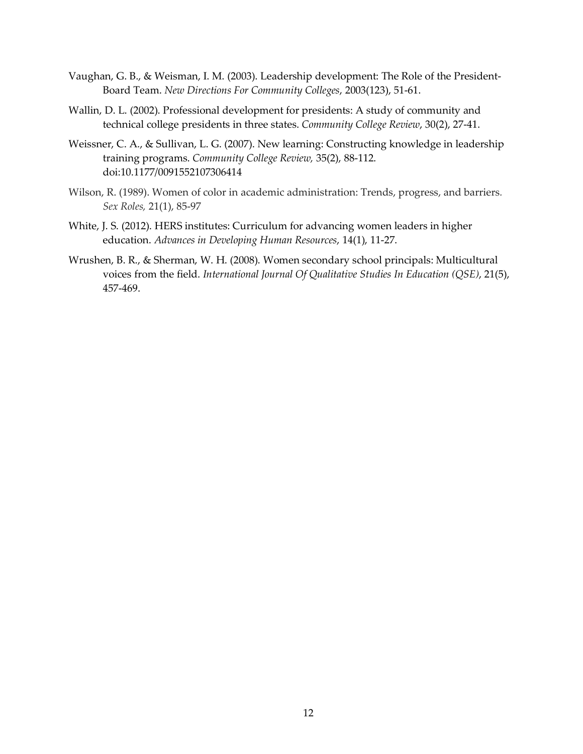Vaughan, G. B., & Weisman, I. M. (2003). Leadership development: The Role of the President-Board Team. *New Directions For Community Colleges*, 2003(123), 51-61.

Wallin, D. L. (2002). Professional development for presidents: A study of community and technical college presidents in three states. *Community College Review*, 30(2), 27-41.

Weissner, C. A., & Sullivan, L. G. (2007). New learning: Constructing knowledge in leadership training programs. *Community College Review,* 35(2), 88-112. doi:10.1177/0091552107306414

Wilson, R. (1989). Women of color in academic administration: Trends, progress, and barriers. *Sex Roles,* 21(1), 85-97

White, J. S. (2012). HERS institutes: Curriculum for advancing women leaders in higher education. *Advances in Developing Human Resources*, 14(1), 11-27.

Wrushen, B. R., & Sherman, W. H. (2008). Women secondary school principals: Multicultural voices from the field. *International Journal Of Qualitative Studies In Education (QSE)*, 21(5), 457-469.